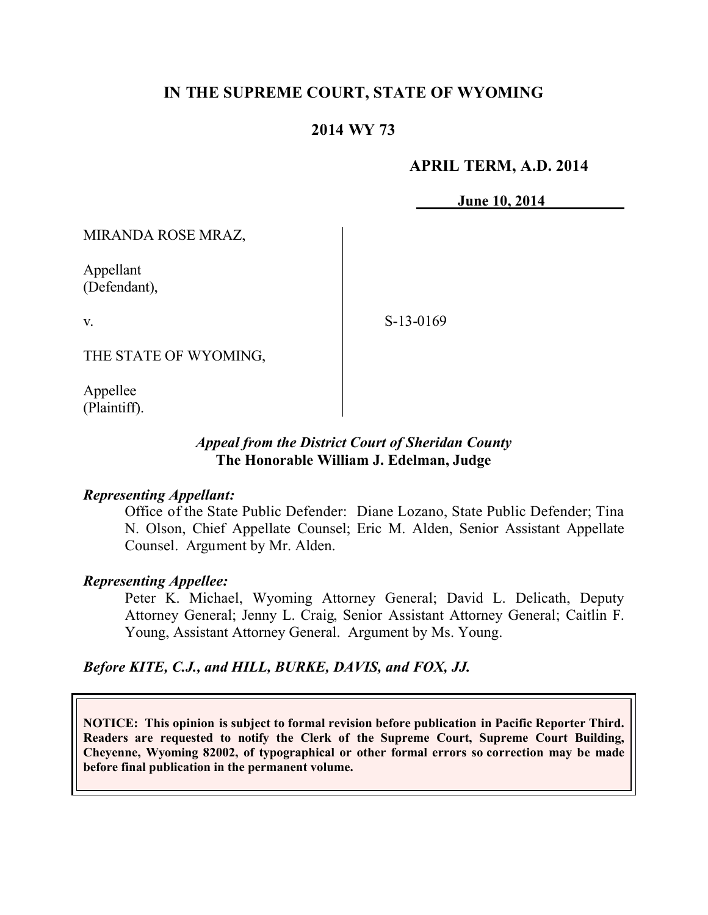# IN THE SUPREME COURT, STATE OF WYOMING

## 2014 WY 73

**APRIL TERM, A.D. 2014**

**June 10, 2014**

MIRANDA ROSE MRAZ,

Appellant
(Defendant),

v.

THE STATE OF WYOMING,

Appellee
(Plaintiff).

S-13-0169

***Appeal from the District Court of Sheridan County***
**The Honorable William J. Edelman, Judge**

***Representing Appellant:***

Office of the State Public Defender: Diane Lozano, State Public Defender; Tina N. Olson, Chief Appellate Counsel; Eric M. Alden, Senior Assistant Appellate Counsel. Argument by Mr. Alden.

***Representing Appellee:***

Peter K. Michael, Wyoming Attorney General; David L. Delicath, Deputy Attorney General; Jenny L. Craig, Senior Assistant Attorney General; Caitlin F. Young, Assistant Attorney General. Argument by Ms. Young.

***Before KITE, C.J., and HILL, BURKE, DAVIS, and FOX, JJ.***

**NOTICE: This opinion is subject to formal revision before publication in Pacific Reporter Third. Readers are requested to notify the Clerk of the Supreme Court, Supreme Court Building, Cheyenne, Wyoming 82002, of typographical or other formal errors so correction may be made before final publication in the permanent volume.**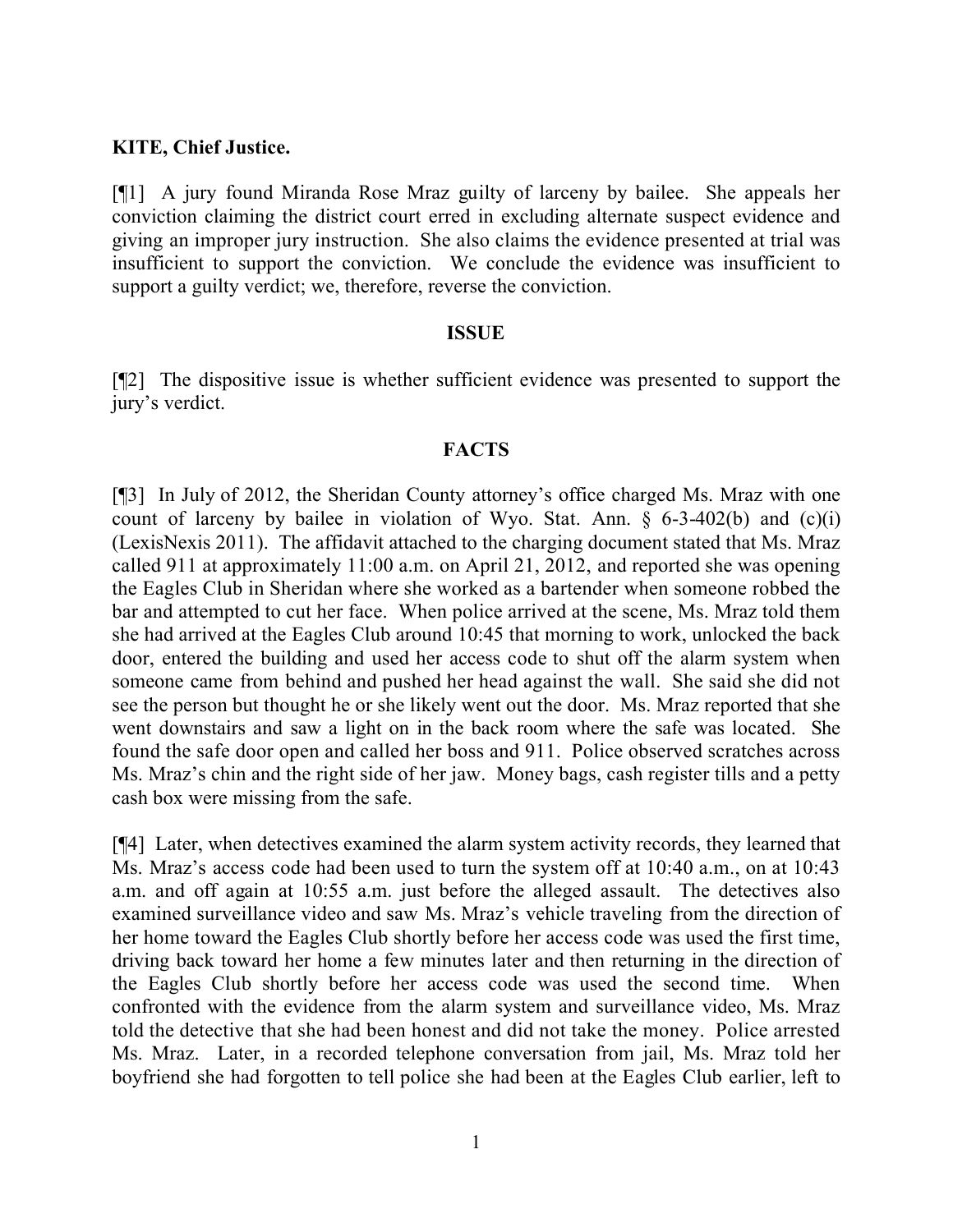**KITE, Chief Justice.**

[¶1] A jury found Miranda Rose Mraz guilty of larceny by bailee. She appeals her conviction claiming the district court erred in excluding alternate suspect evidence and giving an improper jury instruction. She also claims the evidence presented at trial was insufficient to support the conviction. We conclude the evidence was insufficient to support a guilty verdict; we, therefore, reverse the conviction.

## ISSUE

[¶2] The dispositive issue is whether sufficient evidence was presented to support the jury's verdict.

## FACTS

[¶3] In July of 2012, the Sheridan County attorney's office charged Ms. Mraz with one count of larceny by bailee in violation of Wyo. Stat. Ann. § 6-3-402(b) and (c)(i) (LexisNexis 2011). The affidavit attached to the charging document stated that Ms. Mraz called 911 at approximately 11:00 a.m. on April 21, 2012, and reported she was opening the Eagles Club in Sheridan where she worked as a bartender when someone robbed the bar and attempted to cut her face. When police arrived at the scene, Ms. Mraz told them she had arrived at the Eagles Club around 10:45 that morning to work, unlocked the back door, entered the building and used her access code to shut off the alarm system when someone came from behind and pushed her head against the wall. She said she did not see the person but thought he or she likely went out the door. Ms. Mraz reported that she went downstairs and saw a light on in the back room where the safe was located. She found the safe door open and called her boss and 911. Police observed scratches across Ms. Mraz's chin and the right side of her jaw. Money bags, cash register tills and a petty cash box were missing from the safe.

[¶4] Later, when detectives examined the alarm system activity records, they learned that Ms. Mraz's access code had been used to turn the system off at 10:40 a.m., on at 10:43 a.m. and off again at 10:55 a.m. just before the alleged assault. The detectives also examined surveillance video and saw Ms. Mraz's vehicle traveling from the direction of her home toward the Eagles Club shortly before her access code was used the first time, driving back toward her home a few minutes later and then returning in the direction of the Eagles Club shortly before her access code was used the second time. When confronted with the evidence from the alarm system and surveillance video, Ms. Mraz told the detective that she had been honest and did not take the money. Police arrested Ms. Mraz. Later, in a recorded telephone conversation from jail, Ms. Mraz told her boyfriend she had forgotten to tell police she had been at the Eagles Club earlier, left to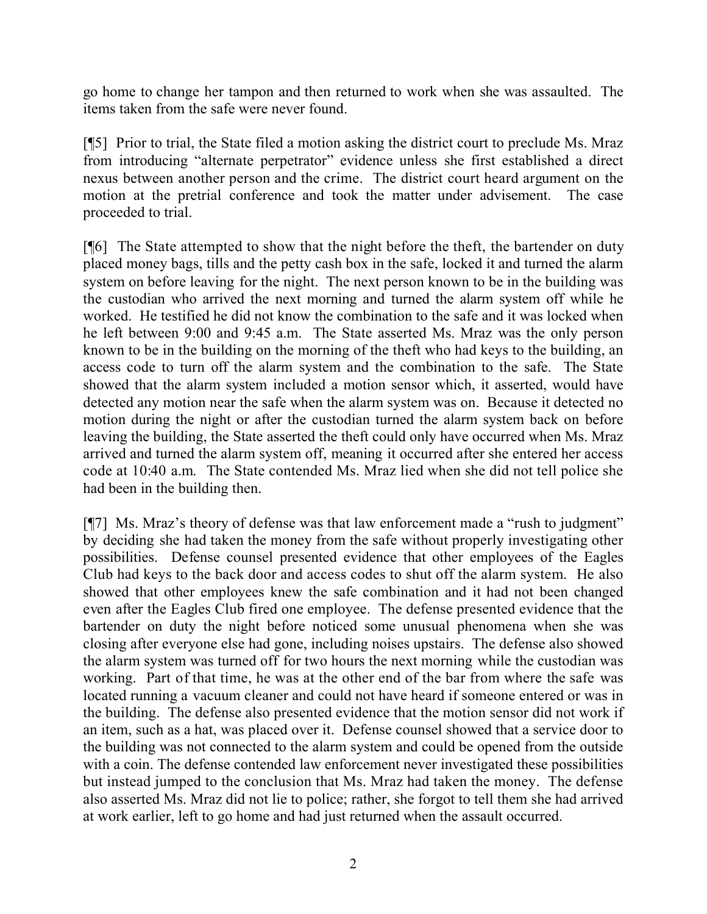go home to change her tampon and then returned to work when she was assaulted. The items taken from the safe were never found.

[¶5] Prior to trial, the State filed a motion asking the district court to preclude Ms. Mraz from introducing "alternate perpetrator" evidence unless she first established a direct nexus between another person and the crime. The district court heard argument on the motion at the pretrial conference and took the matter under advisement. The case proceeded to trial.

[¶6] The State attempted to show that the night before the theft, the bartender on duty placed money bags, tills and the petty cash box in the safe, locked it and turned the alarm system on before leaving for the night. The next person known to be in the building was the custodian who arrived the next morning and turned the alarm system off while he worked. He testified he did not know the combination to the safe and it was locked when he left between 9:00 and 9:45 a.m. The State asserted Ms. Mraz was the only person known to be in the building on the morning of the theft who had keys to the building, an access code to turn off the alarm system and the combination to the safe. The State showed that the alarm system included a motion sensor which, it asserted, would have detected any motion near the safe when the alarm system was on. Because it detected no motion during the night or after the custodian turned the alarm system back on before leaving the building, the State asserted the theft could only have occurred when Ms. Mraz arrived and turned the alarm system off, meaning it occurred after she entered her access code at 10:40 a.m. The State contended Ms. Mraz lied when she did not tell police she had been in the building then.

[¶7] Ms. Mraz's theory of defense was that law enforcement made a "rush to judgment" by deciding she had taken the money from the safe without properly investigating other possibilities. Defense counsel presented evidence that other employees of the Eagles Club had keys to the back door and access codes to shut off the alarm system. He also showed that other employees knew the safe combination and it had not been changed even after the Eagles Club fired one employee. The defense presented evidence that the bartender on duty the night before noticed some unusual phenomena when she was closing after everyone else had gone, including noises upstairs. The defense also showed the alarm system was turned off for two hours the next morning while the custodian was working. Part of that time, he was at the other end of the bar from where the safe was located running a vacuum cleaner and could not have heard if someone entered or was in the building. The defense also presented evidence that the motion sensor did not work if an item, such as a hat, was placed over it. Defense counsel showed that a service door to the building was not connected to the alarm system and could be opened from the outside with a coin. The defense contended law enforcement never investigated these possibilities but instead jumped to the conclusion that Ms. Mraz had taken the money. The defense also asserted Ms. Mraz did not lie to police; rather, she forgot to tell them she had arrived at work earlier, left to go home and had just returned when the assault occurred.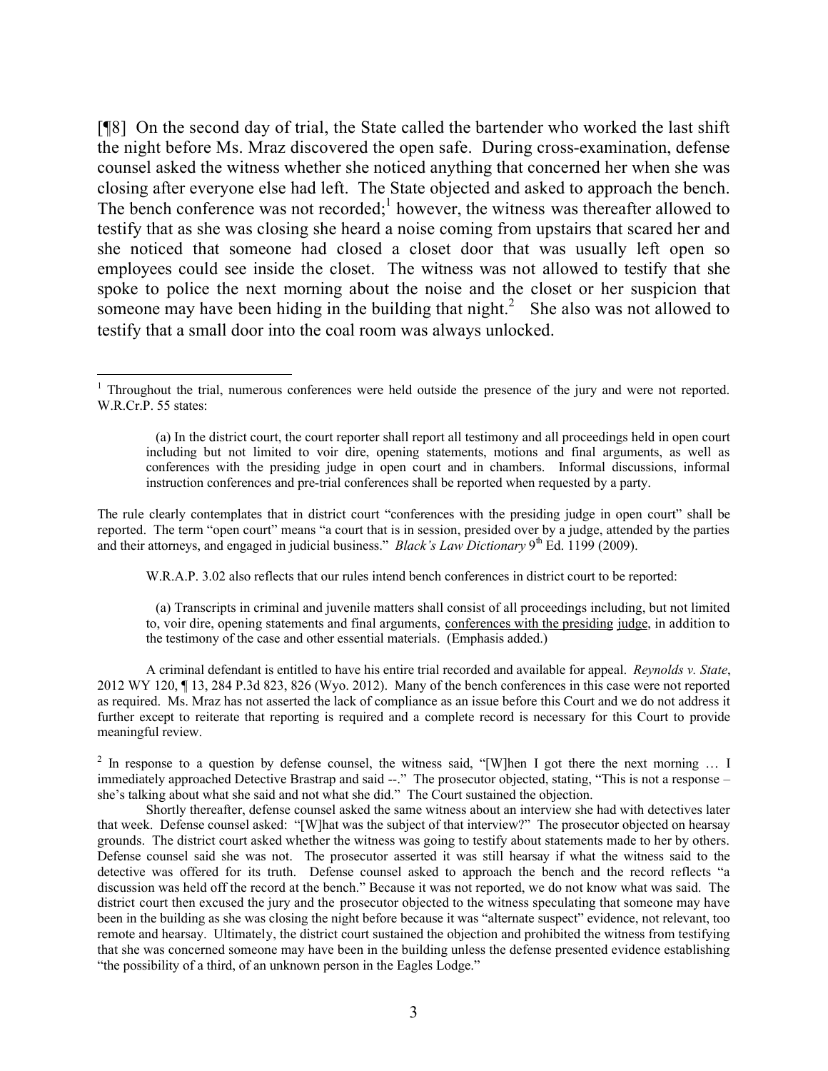[¶8] On the second day of trial, the State called the bartender who worked the last shift the night before Ms. Mraz discovered the open safe. During cross-examination, defense counsel asked the witness whether she noticed anything that concerned her when she was closing after everyone else had left. The State objected and asked to approach the bench. The bench conference was not recorded;[1] however, the witness was thereafter allowed to testify that as she was closing she heard a noise coming from upstairs that scared her and she noticed that someone had closed a closet door that was usually left open so employees could see inside the closet. The witness was not allowed to testify that she spoke to police the next morning about the noise and the closet or her suspicion that someone may have been hiding in the building that night.[2] She also was not allowed to testify that a small door into the coal room was always unlocked.

---

[1] Throughout the trial, numerous conferences were held outside the presence of the jury and were not reported. W.R.Cr.P. 55 states:

> (a) In the district court, the court reporter shall report all testimony and all proceedings held in open court including but not limited to voir dire, opening statements, motions and final arguments, as well as conferences with the presiding judge in open court and in chambers. Informal discussions, informal instruction conferences and pre-trial conferences shall be reported when requested by a party.

The rule clearly contemplates that in district court "conferences with the presiding judge in open court" shall be reported. The term "open court" means "a court that is in session, presided over by a judge, attended by the parties and their attorneys, and engaged in judicial business." *Black's Law Dictionary* 9th Ed. 1199 (2009).

W.R.A.P. 3.02 also reflects that our rules intend bench conferences in district court to be reported:

> (a) Transcripts in criminal and juvenile matters shall consist of all proceedings including, but not limited to, voir dire, opening statements and final arguments, <u>conferences with the presiding judge</u>, in addition to the testimony of the case and other essential materials. (Emphasis added.)

A criminal defendant is entitled to have his entire trial recorded and available for appeal. *Reynolds v. State*, 2012 WY 120, ¶ 13, 284 P.3d 823, 826 (Wyo. 2012). Many of the bench conferences in this case were not reported as required. Ms. Mraz has not asserted the lack of compliance as an issue before this Court and we do not address it further except to reiterate that reporting is required and a complete record is necessary for this Court to provide meaningful review.

[2] In response to a question by defense counsel, the witness said, "[W]hen I got there the next morning … I immediately approached Detective Brastrap and said --." The prosecutor objected, stating, "This is not a response – she's talking about what she said and not what she did." The Court sustained the objection.

Shortly thereafter, defense counsel asked the same witness about an interview she had with detectives later that week. Defense counsel asked: "[W]hat was the subject of that interview?" The prosecutor objected on hearsay grounds. The district court asked whether the witness was going to testify about statements made to her by others. Defense counsel said she was not. The prosecutor asserted it was still hearsay if what the witness said to the detective was offered for its truth. Defense counsel asked to approach the bench and the record reflects "a discussion was held off the record at the bench." Because it was not reported, we do not know what was said. The district court then excused the jury and the prosecutor objected to the witness speculating that someone may have been in the building as she was closing the night before because it was "alternate suspect" evidence, not relevant, too remote and hearsay. Ultimately, the district court sustained the objection and prohibited the witness from testifying that she was concerned someone may have been in the building unless the defense presented evidence establishing "the possibility of a third, of an unknown person in the Eagles Lodge."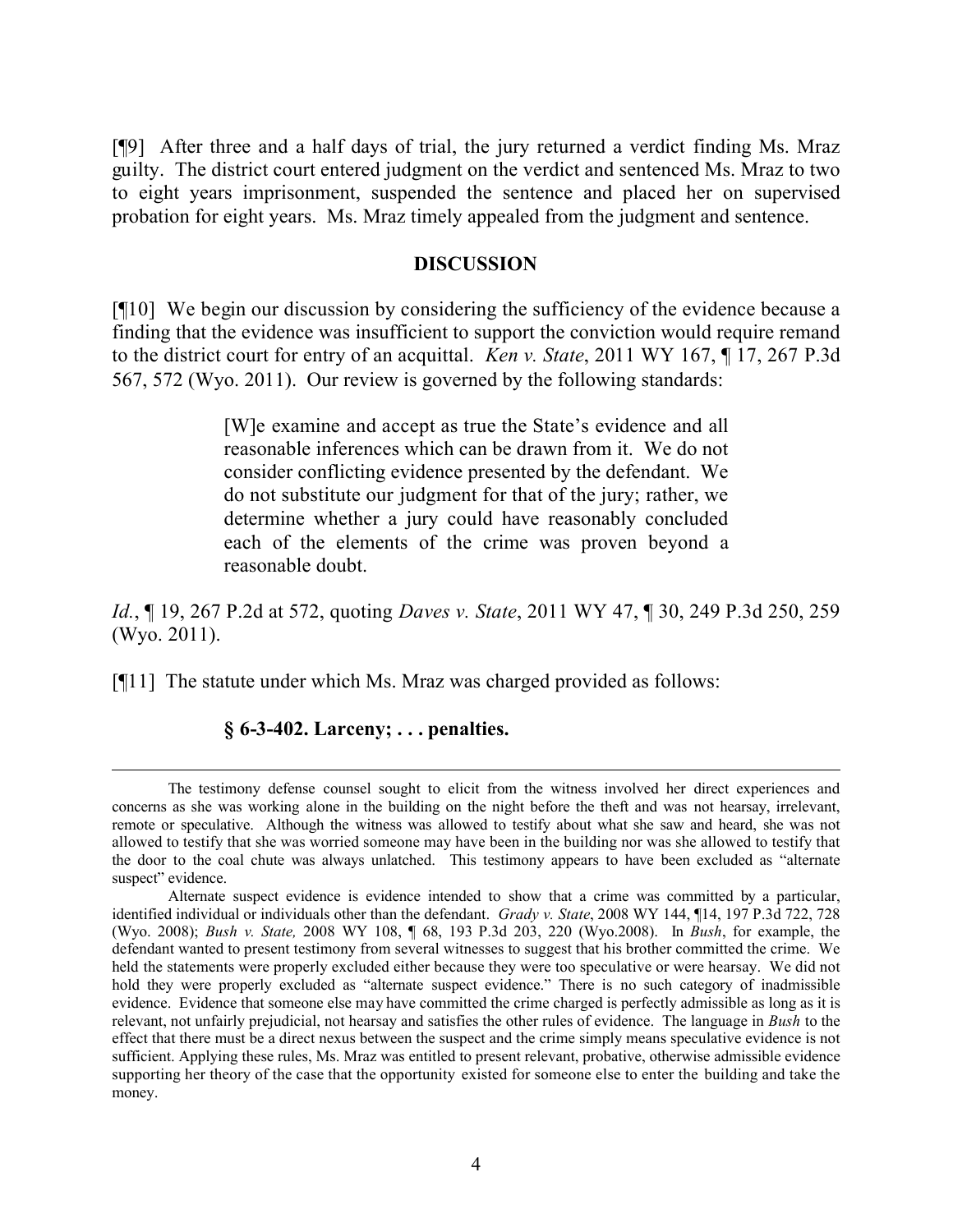[¶9] After three and a half days of trial, the jury returned a verdict finding Ms. Mraz guilty. The district court entered judgment on the verdict and sentenced Ms. Mraz to two to eight years imprisonment, suspended the sentence and placed her on supervised probation for eight years. Ms. Mraz timely appealed from the judgment and sentence.

## DISCUSSION

[¶10] We begin our discussion by considering the sufficiency of the evidence because a finding that the evidence was insufficient to support the conviction would require remand to the district court for entry of an acquittal. *Ken v. State*, 2011 WY 167, ¶ 17, 267 P.3d 567, 572 (Wyo. 2011). Our review is governed by the following standards:

> [W]e examine and accept as true the State's evidence and all reasonable inferences which can be drawn from it. We do not consider conflicting evidence presented by the defendant. We do not substitute our judgment for that of the jury; rather, we determine whether a jury could have reasonably concluded each of the elements of the crime was proven beyond a reasonable doubt.

*Id.*, ¶ 19, 267 P.2d at 572, quoting *Daves v. State*, 2011 WY 47, ¶ 30, 249 P.3d 250, 259 (Wyo. 2011).

[¶11] The statute under which Ms. Mraz was charged provided as follows:

> **§ 6-3-402. Larceny; . . . penalties.**

---

The testimony defense counsel sought to elicit from the witness involved her direct experiences and concerns as she was working alone in the building on the night before the theft and was not hearsay, irrelevant, remote or speculative. Although the witness was allowed to testify about what she saw and heard, she was not allowed to testify that she was worried someone may have been in the building nor was she allowed to testify that the door to the coal chute was always unlatched. This testimony appears to have been excluded as "alternate suspect" evidence.

Alternate suspect evidence is evidence intended to show that a crime was committed by a particular, identified individual or individuals other than the defendant. *Grady v. State*, 2008 WY 144, ¶14, 197 P.3d 722, 728 (Wyo. 2008); *Bush v. State,* 2008 WY 108, ¶ 68, 193 P.3d 203, 220 (Wyo.2008). In *Bush*, for example, the defendant wanted to present testimony from several witnesses to suggest that his brother committed the crime. We held the statements were properly excluded either because they were too speculative or were hearsay. We did not hold they were properly excluded as "alternate suspect evidence." There is no such category of inadmissible evidence. Evidence that someone else may have committed the crime charged is perfectly admissible as long as it is relevant, not unfairly prejudicial, not hearsay and satisfies the other rules of evidence. The language in *Bush* to the effect that there must be a direct nexus between the suspect and the crime simply means speculative evidence is not sufficient. Applying these rules, Ms. Mraz was entitled to present relevant, probative, otherwise admissible evidence supporting her theory of the case that the opportunity existed for someone else to enter the building and take the money.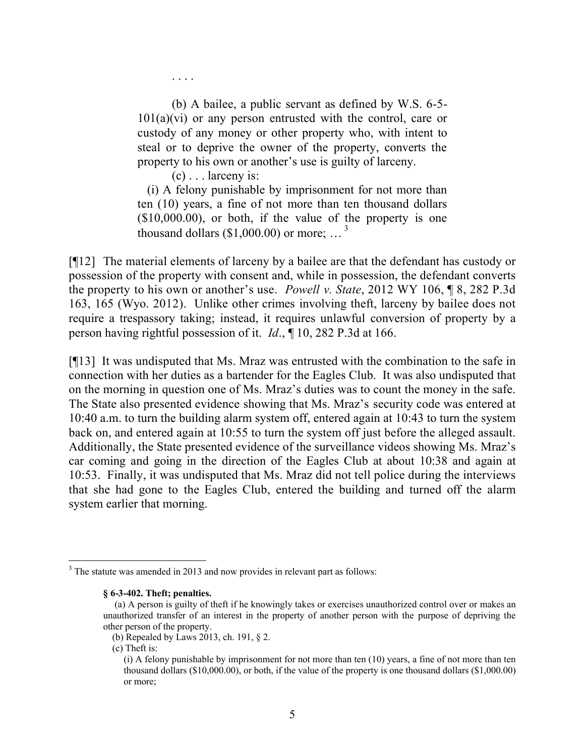. . . .

> (b) A bailee, a public servant as defined by W.S. 6-5-101(a)(vi) or any person entrusted with the control, care or custody of any money or other property who, with intent to steal or to deprive the owner of the property, converts the property to his own or another's use is guilty of larceny.
>
> (c) . . . larceny is:
>
> (i) A felony punishable by imprisonment for not more than ten (10) years, a fine of not more than ten thousand dollars ($10,000.00), or both, if the value of the property is one thousand dollars ($1,000.00) or more; … [3]

[¶12] The material elements of larceny by a bailee are that the defendant has custody or possession of the property with consent and, while in possession, the defendant converts the property to his own or another's use. *Powell v. State*, 2012 WY 106, ¶ 8, 282 P.3d 163, 165 (Wyo. 2012). Unlike other crimes involving theft, larceny by bailee does not require a trespassory taking; instead, it requires unlawful conversion of property by a person having rightful possession of it. *Id*., ¶ 10, 282 P.3d at 166.

[¶13] It was undisputed that Ms. Mraz was entrusted with the combination to the safe in connection with her duties as a bartender for the Eagles Club. It was also undisputed that on the morning in question one of Ms. Mraz's duties was to count the money in the safe. The State also presented evidence showing that Ms. Mraz's security code was entered at 10:40 a.m. to turn the building alarm system off, entered again at 10:43 to turn the system back on, and entered again at 10:55 to turn the system off just before the alleged assault. Additionally, the State presented evidence of the surveillance videos showing Ms. Mraz's car coming and going in the direction of the Eagles Club at about 10:38 and again at 10:53. Finally, it was undisputed that Ms. Mraz did not tell police during the interviews that she had gone to the Eagles Club, entered the building and turned off the alarm system earlier that morning.

---

[3] The statute was amended in 2013 and now provides in relevant part as follows:

> **§ 6-3-402. Theft; penalties.**
>
> (a) A person is guilty of theft if he knowingly takes or exercises unauthorized control over or makes an unauthorized transfer of an interest in the property of another person with the purpose of depriving the other person of the property.
>
> (b) Repealed by Laws 2013, ch. 191, § 2.
>
> (c) Theft is:
>
> (i) A felony punishable by imprisonment for not more than ten (10) years, a fine of not more than ten thousand dollars ($10,000.00), or both, if the value of the property is one thousand dollars ($1,000.00) or more;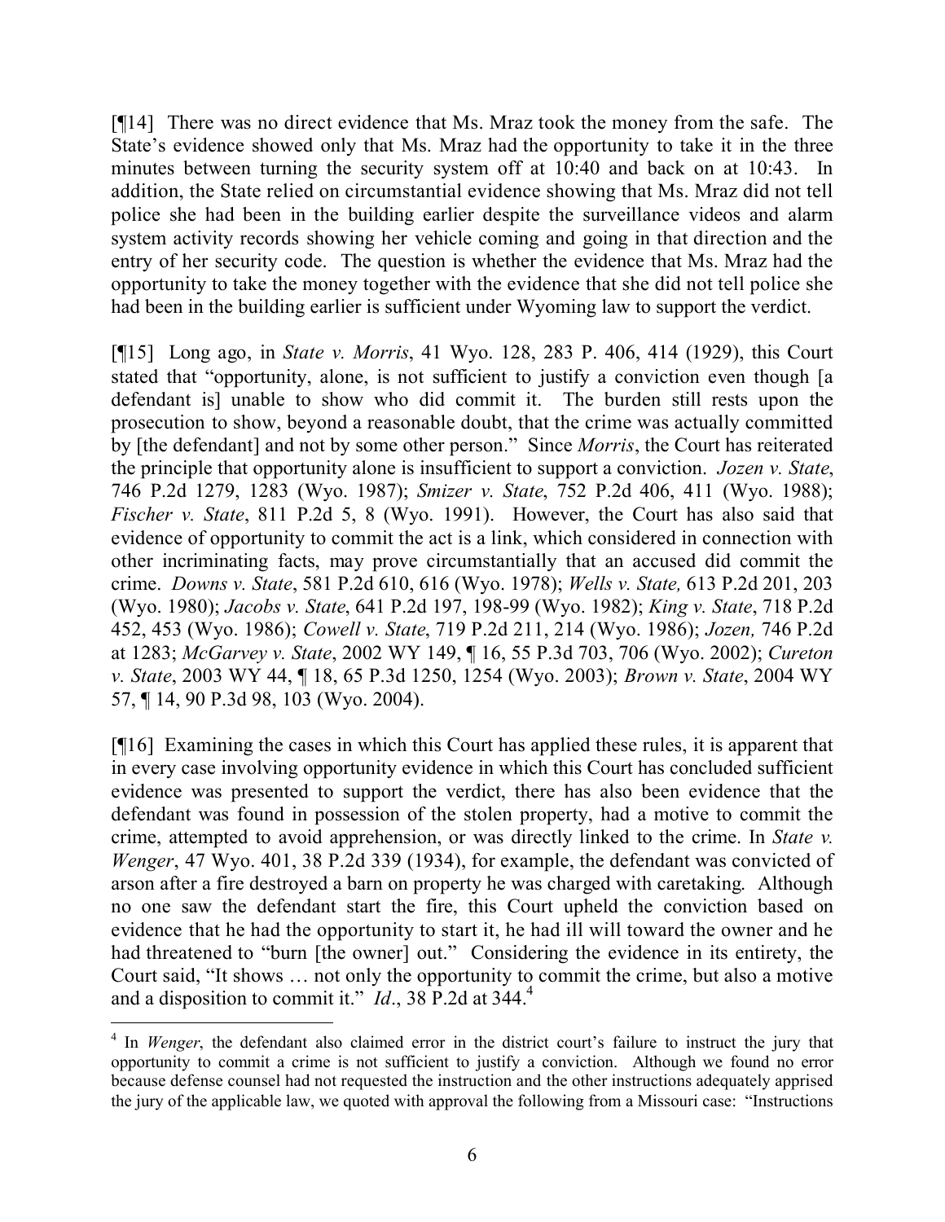[¶14] There was no direct evidence that Ms. Mraz took the money from the safe. The State's evidence showed only that Ms. Mraz had the opportunity to take it in the three minutes between turning the security system off at 10:40 and back on at 10:43. In addition, the State relied on circumstantial evidence showing that Ms. Mraz did not tell police she had been in the building earlier despite the surveillance videos and alarm system activity records showing her vehicle coming and going in that direction and the entry of her security code. The question is whether the evidence that Ms. Mraz had the opportunity to take the money together with the evidence that she did not tell police she had been in the building earlier is sufficient under Wyoming law to support the verdict.

[¶15] Long ago, in *State v. Morris*, 41 Wyo. 128, 283 P. 406, 414 (1929), this Court stated that "opportunity, alone, is not sufficient to justify a conviction even though [a defendant is] unable to show who did commit it. The burden still rests upon the prosecution to show, beyond a reasonable doubt, that the crime was actually committed by [the defendant] and not by some other person." Since *Morris*, the Court has reiterated the principle that opportunity alone is insufficient to support a conviction. *Jozen v. State*, 746 P.2d 1279, 1283 (Wyo. 1987); *Smizer v. State*, 752 P.2d 406, 411 (Wyo. 1988); *Fischer v. State*, 811 P.2d 5, 8 (Wyo. 1991). However, the Court has also said that evidence of opportunity to commit the act is a link, which considered in connection with other incriminating facts, may prove circumstantially that an accused did commit the crime. *Downs v. State*, 581 P.2d 610, 616 (Wyo. 1978); *Wells v. State,* 613 P.2d 201, 203 (Wyo. 1980); *Jacobs v. State*, 641 P.2d 197, 198-99 (Wyo. 1982); *King v. State*, 718 P.2d 452, 453 (Wyo. 1986); *Cowell v. State*, 719 P.2d 211, 214 (Wyo. 1986); *Jozen,* 746 P.2d at 1283; *McGarvey v. State*, 2002 WY 149, ¶ 16, 55 P.3d 703, 706 (Wyo. 2002); *Cureton v. State*, 2003 WY 44, ¶ 18, 65 P.3d 1250, 1254 (Wyo. 2003); *Brown v. State*, 2004 WY 57, ¶ 14, 90 P.3d 98, 103 (Wyo. 2004).

[¶16] Examining the cases in which this Court has applied these rules, it is apparent that in every case involving opportunity evidence in which this Court has concluded sufficient evidence was presented to support the verdict, there has also been evidence that the defendant was found in possession of the stolen property, had a motive to commit the crime, attempted to avoid apprehension, or was directly linked to the crime. In *State v. Wenger*, 47 Wyo. 401, 38 P.2d 339 (1934), for example, the defendant was convicted of arson after a fire destroyed a barn on property he was charged with caretaking. Although no one saw the defendant start the fire, this Court upheld the conviction based on evidence that he had the opportunity to start it, he had ill will toward the owner and he had threatened to "burn [the owner] out." Considering the evidence in its entirety, the Court said, "It shows … not only the opportunity to commit the crime, but also a motive and a disposition to commit it." *Id*., 38 P.2d at 344.[4]

[4] In *Wenger*, the defendant also claimed error in the district court's failure to instruct the jury that opportunity to commit a crime is not sufficient to justify a conviction. Although we found no error because defense counsel had not requested the instruction and the other instructions adequately apprised the jury of the applicable law, we quoted with approval the following from a Missouri case: "Instructions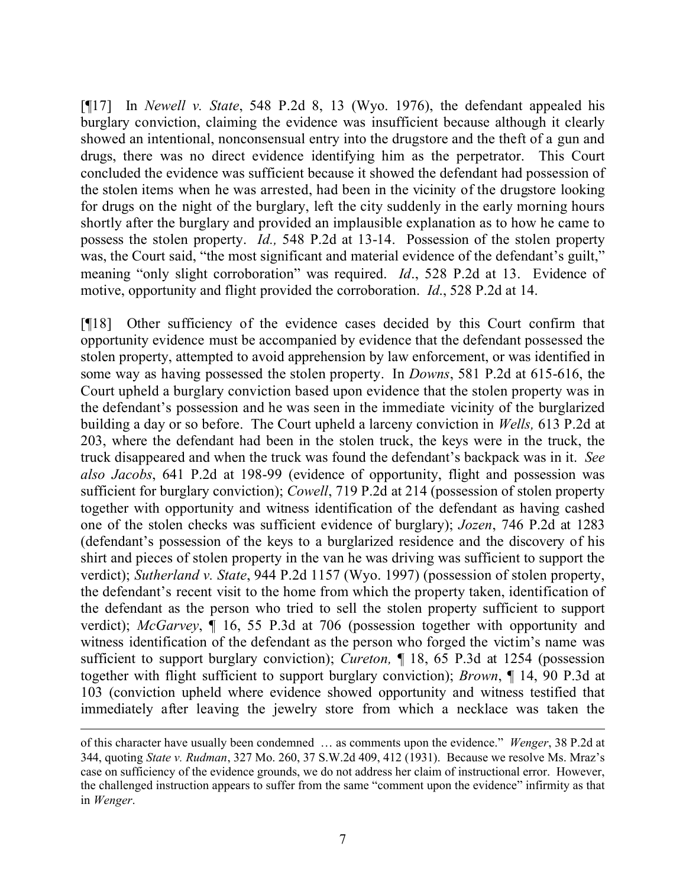[¶17] In *Newell v. State*, 548 P.2d 8, 13 (Wyo. 1976), the defendant appealed his burglary conviction, claiming the evidence was insufficient because although it clearly showed an intentional, nonconsensual entry into the drugstore and the theft of a gun and drugs, there was no direct evidence identifying him as the perpetrator. This Court concluded the evidence was sufficient because it showed the defendant had possession of the stolen items when he was arrested, had been in the vicinity of the drugstore looking for drugs on the night of the burglary, left the city suddenly in the early morning hours shortly after the burglary and provided an implausible explanation as to how he came to possess the stolen property. *Id.,* 548 P.2d at 13-14. Possession of the stolen property was, the Court said, "the most significant and material evidence of the defendant's guilt," meaning "only slight corroboration" was required. *Id*., 528 P.2d at 13. Evidence of motive, opportunity and flight provided the corroboration. *Id*., 528 P.2d at 14.

[¶18] Other sufficiency of the evidence cases decided by this Court confirm that opportunity evidence must be accompanied by evidence that the defendant possessed the stolen property, attempted to avoid apprehension by law enforcement, or was identified in some way as having possessed the stolen property. In *Downs*, 581 P.2d at 615-616, the Court upheld a burglary conviction based upon evidence that the stolen property was in the defendant's possession and he was seen in the immediate vicinity of the burglarized building a day or so before. The Court upheld a larceny conviction in *Wells,* 613 P.2d at 203, where the defendant had been in the stolen truck, the keys were in the truck, the truck disappeared and when the truck was found the defendant's backpack was in it. *See also Jacobs*, 641 P.2d at 198-99 (evidence of opportunity, flight and possession was sufficient for burglary conviction); *Cowell*, 719 P.2d at 214 (possession of stolen property together with opportunity and witness identification of the defendant as having cashed one of the stolen checks was sufficient evidence of burglary); *Jozen*, 746 P.2d at 1283 (defendant's possession of the keys to a burglarized residence and the discovery of his shirt and pieces of stolen property in the van he was driving was sufficient to support the verdict); *Sutherland v. State*, 944 P.2d 1157 (Wyo. 1997) (possession of stolen property, the defendant's recent visit to the home from which the property taken, identification of the defendant as the person who tried to sell the stolen property sufficient to support verdict); *McGarvey*, ¶ 16, 55 P.3d at 706 (possession together with opportunity and witness identification of the defendant as the person who forged the victim's name was sufficient to support burglary conviction); *Cureton,* ¶ 18, 65 P.3d at 1254 (possession together with flight sufficient to support burglary conviction); *Brown*, ¶ 14, 90 P.3d at 103 (conviction upheld where evidence showed opportunity and witness testified that immediately after leaving the jewelry store from which a necklace was taken the

---

of this character have usually been condemned … as comments upon the evidence." *Wenger*, 38 P.2d at 344, quoting *State v. Rudman*, 327 Mo. 260, 37 S.W.2d 409, 412 (1931). Because we resolve Ms. Mraz's case on sufficiency of the evidence grounds, we do not address her claim of instructional error. However, the challenged instruction appears to suffer from the same "comment upon the evidence" infirmity as that in *Wenger*.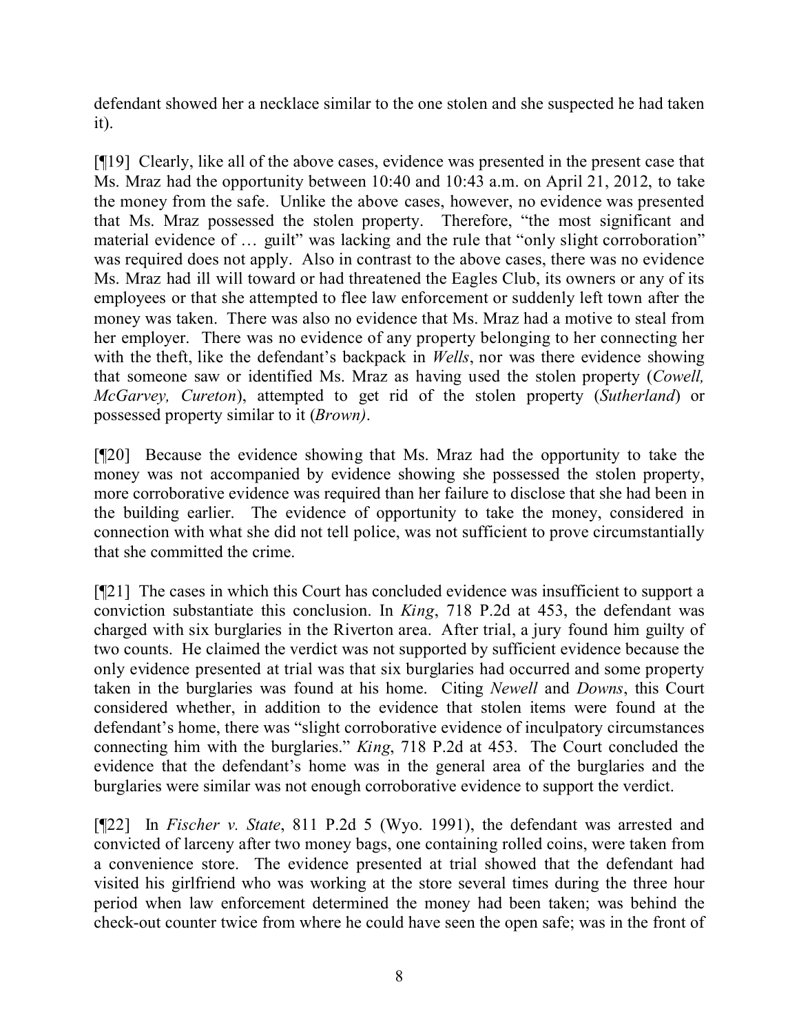defendant showed her a necklace similar to the one stolen and she suspected he had taken it).

[¶19] Clearly, like all of the above cases, evidence was presented in the present case that Ms. Mraz had the opportunity between 10:40 and 10:43 a.m. on April 21, 2012, to take the money from the safe. Unlike the above cases, however, no evidence was presented that Ms. Mraz possessed the stolen property. Therefore, "the most significant and material evidence of … guilt" was lacking and the rule that "only slight corroboration" was required does not apply. Also in contrast to the above cases, there was no evidence Ms. Mraz had ill will toward or had threatened the Eagles Club, its owners or any of its employees or that she attempted to flee law enforcement or suddenly left town after the money was taken. There was also no evidence that Ms. Mraz had a motive to steal from her employer. There was no evidence of any property belonging to her connecting her with the theft, like the defendant's backpack in *Wells*, nor was there evidence showing that someone saw or identified Ms. Mraz as having used the stolen property (*Cowell, McGarvey, Cureton*), attempted to get rid of the stolen property (*Sutherland*) or possessed property similar to it (*Brown)*.

[¶20] Because the evidence showing that Ms. Mraz had the opportunity to take the money was not accompanied by evidence showing she possessed the stolen property, more corroborative evidence was required than her failure to disclose that she had been in the building earlier. The evidence of opportunity to take the money, considered in connection with what she did not tell police, was not sufficient to prove circumstantially that she committed the crime.

[¶21] The cases in which this Court has concluded evidence was insufficient to support a conviction substantiate this conclusion. In *King*, 718 P.2d at 453, the defendant was charged with six burglaries in the Riverton area. After trial, a jury found him guilty of two counts. He claimed the verdict was not supported by sufficient evidence because the only evidence presented at trial was that six burglaries had occurred and some property taken in the burglaries was found at his home. Citing *Newell* and *Downs*, this Court considered whether, in addition to the evidence that stolen items were found at the defendant's home, there was "slight corroborative evidence of inculpatory circumstances connecting him with the burglaries." *King*, 718 P.2d at 453. The Court concluded the evidence that the defendant's home was in the general area of the burglaries and the burglaries were similar was not enough corroborative evidence to support the verdict.

[¶22] In *Fischer v. State*, 811 P.2d 5 (Wyo. 1991), the defendant was arrested and convicted of larceny after two money bags, one containing rolled coins, were taken from a convenience store. The evidence presented at trial showed that the defendant had visited his girlfriend who was working at the store several times during the three hour period when law enforcement determined the money had been taken; was behind the check-out counter twice from where he could have seen the open safe; was in the front of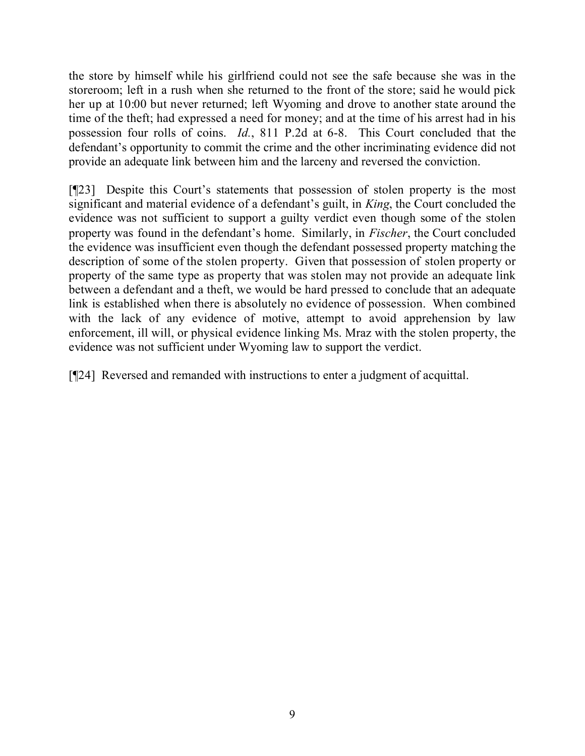the store by himself while his girlfriend could not see the safe because she was in the storeroom; left in a rush when she returned to the front of the store; said he would pick her up at 10:00 but never returned; left Wyoming and drove to another state around the time of the theft; had expressed a need for money; and at the time of his arrest had in his possession four rolls of coins. *Id.*, 811 P.2d at 6-8. This Court concluded that the defendant's opportunity to commit the crime and the other incriminating evidence did not provide an adequate link between him and the larceny and reversed the conviction.

[¶23] Despite this Court's statements that possession of stolen property is the most significant and material evidence of a defendant's guilt, in *King*, the Court concluded the evidence was not sufficient to support a guilty verdict even though some of the stolen property was found in the defendant's home. Similarly, in *Fischer*, the Court concluded the evidence was insufficient even though the defendant possessed property matching the description of some of the stolen property. Given that possession of stolen property or property of the same type as property that was stolen may not provide an adequate link between a defendant and a theft, we would be hard pressed to conclude that an adequate link is established when there is absolutely no evidence of possession. When combined with the lack of any evidence of motive, attempt to avoid apprehension by law enforcement, ill will, or physical evidence linking Ms. Mraz with the stolen property, the evidence was not sufficient under Wyoming law to support the verdict.

[¶24] Reversed and remanded with instructions to enter a judgment of acquittal.